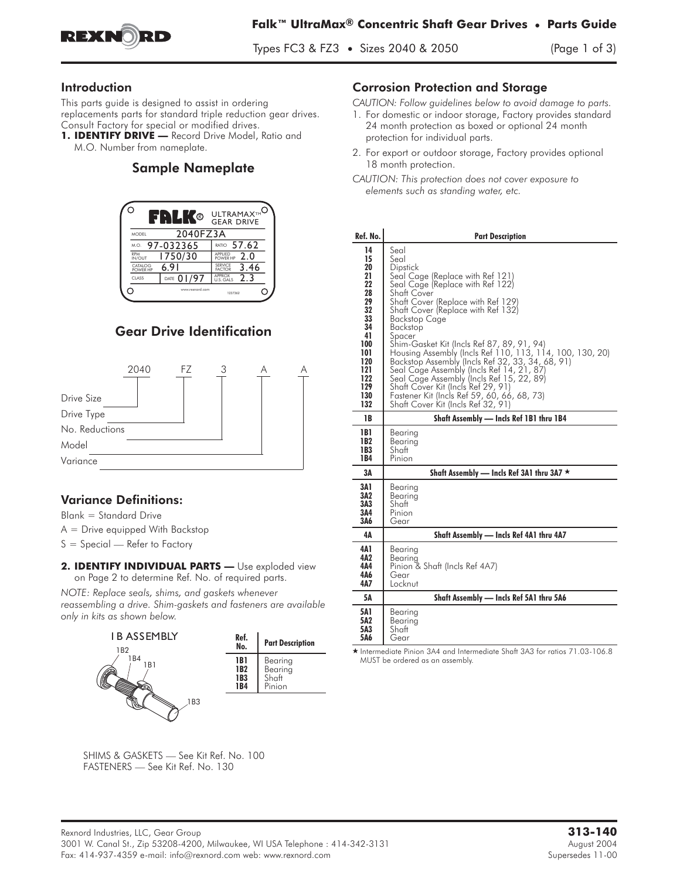# Falk™ UltraMax® Concentric Shaft Gear Drives • Parts Guide

Types FC3 & FZ3 • Sizes 2040 & 2050

## Introduction

This parts guide is designed to assist in ordering replacements parts for standard triple reduction gear drives. Consult Factory for special or modified drives.

**1. IDENTIFY DRIVE —** Record Drive Model, Ratio and M.O. Number from nameplate.

### Sample Nameplate

| FALK® ULTRAMAX™ GEAR DRIVE | |
|---|---|
| MODEL 2040FZ3A | |
| M.O. 97-032365 | RATIO 57.62 |
| RPM IN/OUT 1750/30 | APPLIED POWER HP 2.0 |
| CATALOG POWER HP 6.91 | SERVICE FACTOR 3.46 |
| CLASS / DATE 01/97 | APPROX U.S. GALS 2.3 |

### Gear Drive Identification

2040 FZ 3 A A

- 2040 — Drive Size
- FZ — Drive Type
- 3 — No. Reductions
- A — Model
- A — Variance

## Variance Definitions:

Blank = Standard Drive

A = Drive equipped With Backstop

S = Special — Refer to Factory

**2. IDENTIFY INDIVIDUAL PARTS —** Use exploded view on Page 2 to determine Ref. No. of required parts.

*NOTE: Replace seals, shims, and gaskets whenever reassembling a drive. Shim-gaskets and fasteners are available only in kits as shown below.*

1B ASSEMBLY

| Ref. No. | Part Description |
|---|---|
| 1B1 | Bearing |
| 1B2 | Bearing |
| 1B3 | Shaft |
| 1B4 | Pinion |

SHIMS & GASKETS — See Kit Ref. No. 100

FASTENERS — See Kit Ref. No. 130

## Corrosion Protection and Storage

*CAUTION: Follow guidelines below to avoid damage to parts.*

1. For domestic or indoor storage, Factory provides standard 24 month protection as boxed or optional 24 month protection for individual parts.
2. For export or outdoor storage, Factory provides optional 18 month protection.

*CAUTION: This protection does not cover exposure to elements such as standing water, etc.*

| Ref. No. | Part Description |
|---|---|
| 14 | Seal |
| 15 | Seal |
| 20 | Dipstick |
| 21 | Seal Cage (Replace with Ref 121) |
| 22 | Seal Cage (Replace with Ref 122) |
| 28 | Shaft Cover |
| 29 | Shaft Cover (Replace with Ref 129) |
| 32 | Shaft Cover (Replace with Ref 132) |
| 33 | Backstop Cage |
| 34 | Backstop |
| 41 | Spacer |
| 100 | Shim-Gasket Kit (Incls Ref 87, 89, 91, 94) |
| 101 | Housing Assembly (Incls Ref 110, 113, 114, 100, 130, 20) |
| 120 | Backstop Assembly (Incls Ref 32, 33, 34, 68, 91) |
| 121 | Seal Cage Assembly (Incls Ref 14, 21, 87) |
| 122 | Seal Cage Assembly (Incls Ref 15, 22, 89) |
| 129 | Shaft Cover Kit (Incls Ref 29, 91) |
| 130 | Fastener Kit (Incls Ref 59, 60, 66, 68, 73) |
| 132 | Shaft Cover Kit (Incls Ref 32, 91) |
| **1B** | **Shaft Assembly — Incls Ref 1B1 thru 1B4** |
| 1B1 | Bearing |
| 1B2 | Bearing |
| 1B3 | Shaft |
| 1B4 | Pinion |
| **3A** | **Shaft Assembly — Incls Ref 3A1 thru 3A7 ★** |
| 3A1 | Bearing |
| 3A2 | Bearing |
| 3A3 | Shaft |
| 3A4 | Pinion |
| 3A6 | Gear |
| **4A** | **Shaft Assembly — Incls Ref 4A1 thru 4A7** |
| 4A1 | Bearing |
| 4A2 | Bearing |
| 4A4 | Pinion & Shaft (Incls Ref 4A7) |
| 4A6 | Gear |
| 4A7 | Locknut |
| **5A** | **Shaft Assembly — Incls Ref 5A1 thru 5A6** |
| 5A1 | Bearing |
| 5A2 | Bearing |
| 5A3 | Shaft |
| 5A6 | Gear |

★ Intermediate Pinion 3A4 and Intermediate Shaft 3A3 for ratios 71.03-106.8 MUST be ordered as an assembly.

Rexnord Industries, LLC, Gear Group
3001 W. Canal St., Zip 53208-4200, Milwaukee, WI USA Telephone : 414-342-3131
Fax: 414-937-4359 e-mail: info@rexnord.com web: www.rexnord.com

**313-140**
August 2004
Supersedes 11-00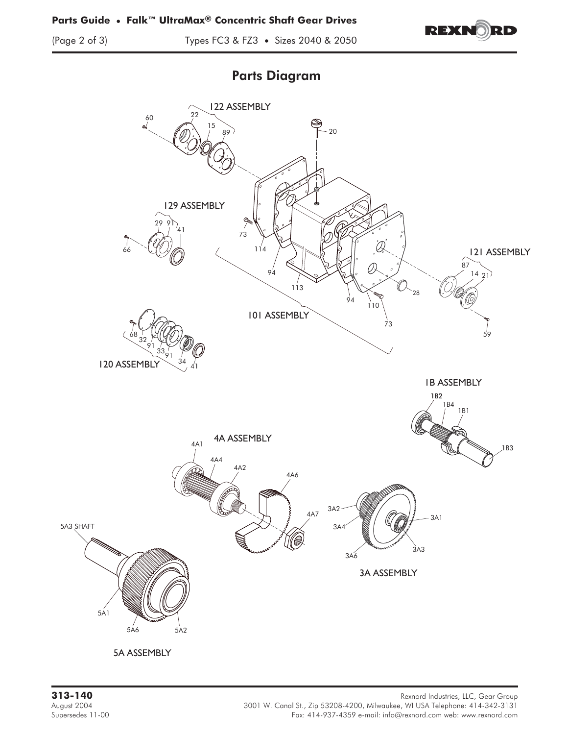## Parts Diagram

122 ASSEMBLY

60, 22, 15, 89, 20

129 ASSEMBLY

29, 91, 41, 66, 73, 114, 94, 113, 94, 110, 73, 28

121 ASSEMBLY

87, 14, 21, 59

101 ASSEMBLY

68, 32, 91, 33, 91, 34, 41

120 ASSEMBLY

1B ASSEMBLY

1B2, 1B4, 1B1, 1B3

4A ASSEMBLY

4A1, 4A4, 4A2, 4A6, 4A7

3A2, 3A4, 3A1, 3A6, 3A3

3A ASSEMBLY

5A3 SHAFT

5A1, 5A6, 5A2

5A ASSEMBLY

**313-140**
August 2004
Supersedes 11-00

Rexnord Industries, LLC, Gear Group
3001 W. Canal St., Zip 53208-4200, Milwaukee, WI USA Telephone: 414-342-3131
Fax: 414-937-4359 e-mail: info@rexnord.com web: www.rexnord.com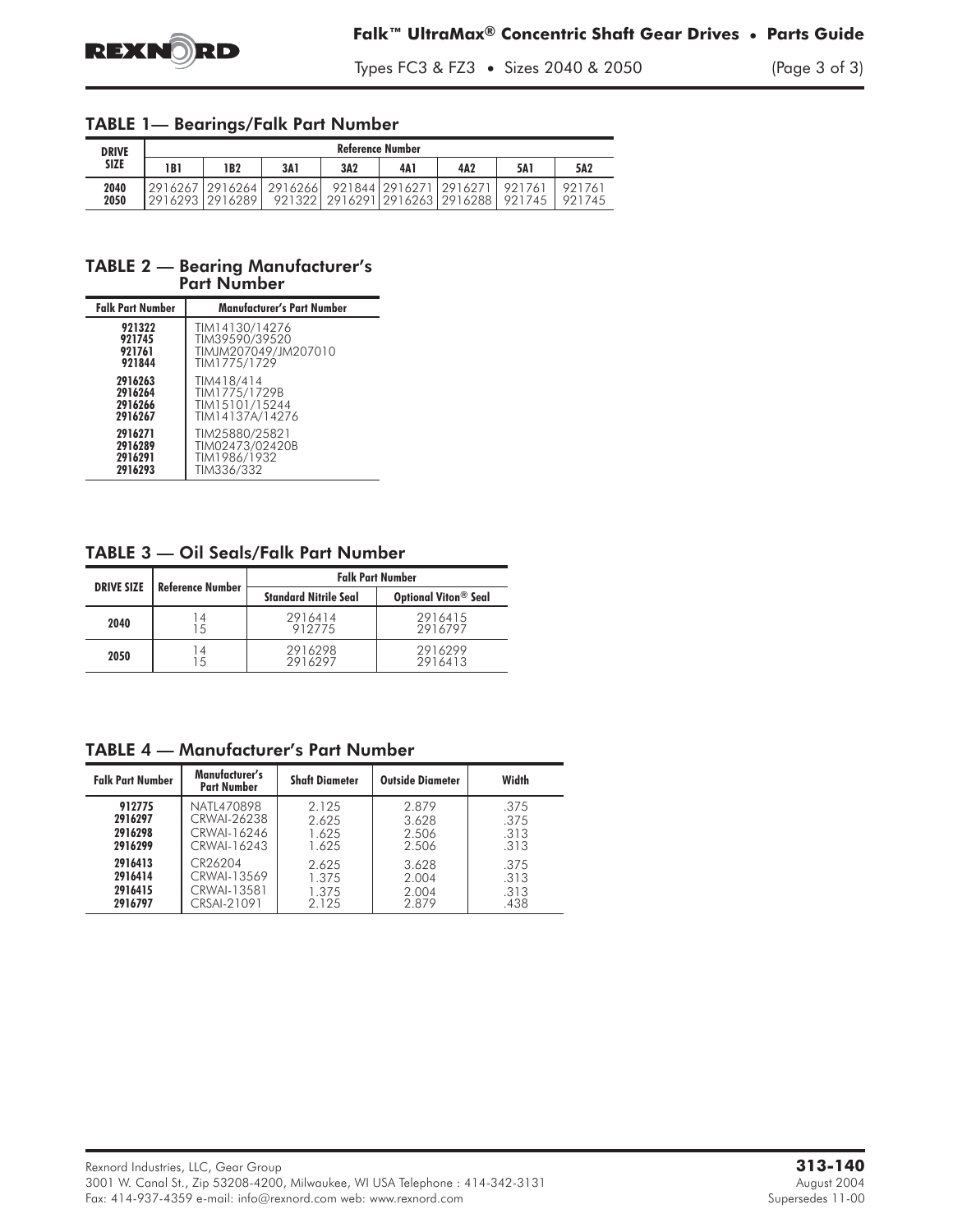## TABLE 1— Bearings/Falk Part Number

| DRIVE SIZE | Reference Number | | | | | | | |
|---|---|---|---|---|---|---|---|---|
| | 1B1 | 1B2 | 3A1 | 3A2 | 4A1 | 4A2 | 5A1 | 5A2 |
| 2040 | 2916267 | 2916264 | 2916266 | 921844 | 2916271 | 2916271 | 921761 | 921761 |
| 2050 | 2916293 | 2916289 | 921322 | 2916291 | 2916263 | 2916288 | 921745 | 921745 |

## TABLE 2 — Bearing Manufacturer's Part Number

| Falk Part Number | Manufacturer's Part Number |
|---|---|
| 921322 | TIM14130/14276 |
| 921745 | TIM39590/39520 |
| 921761 | TIMJM207049/JM207010 |
| 921844 | TIM1775/1729 |
| 2916263 | TIM418/414 |
| 2916264 | TIM1775/1729B |
| 2916266 | TIM15101/15244 |
| 2916267 | TIM14137A/14276 |
| 2916271 | TIM25880/25821 |
| 2916289 | TIM02473/02420B |
| 2916291 | TIM1986/1932 |
| 2916293 | TIM336/332 |

## TABLE 3 — Oil Seals/Falk Part Number

| DRIVE SIZE | Reference Number | Falk Part Number | |
|---|---|---|---|
| | | Standard Nitrile Seal | Optional Viton® Seal |
| 2040 | 14 | 2916414 | 2916415 |
| | 15 | 912775 | 2916797 |
| 2050 | 14 | 2916298 | 2916299 |
| | 15 | 2916297 | 2916413 |

## TABLE 4 — Manufacturer's Part Number

| Falk Part Number | Manufacturer's Part Number | Shaft Diameter | Outside Diameter | Width |
|---|---|---|---|---|
| 912775 | NATL470898 | 2.125 | 2.879 | .375 |
| 2916297 | CRWAI-26238 | 2.625 | 3.628 | .375 |
| 2916298 | CRWAI-16246 | 1.625 | 2.506 | .313 |
| 2916299 | CRWAI-16243 | 1.625 | 2.506 | .313 |
| 2916413 | CR26204 | 2.625 | 3.628 | .375 |
| 2916414 | CRWAI-13569 | 1.375 | 2.004 | .313 |
| 2916415 | CRWAI-13581 | 1.375 | 2.004 | .313 |
| 2916797 | CRSAI-21091 | 2.125 | 2.879 | .438 |

Rexnord Industries, LLC, Gear Group
3001 W. Canal St., Zip 53208-4200, Milwaukee, WI USA Telephone : 414-342-3131
Fax: 414-937-4359 e-mail: info@rexnord.com web: www.rexnord.com

**313-140**
August 2004
Supersedes 11-00